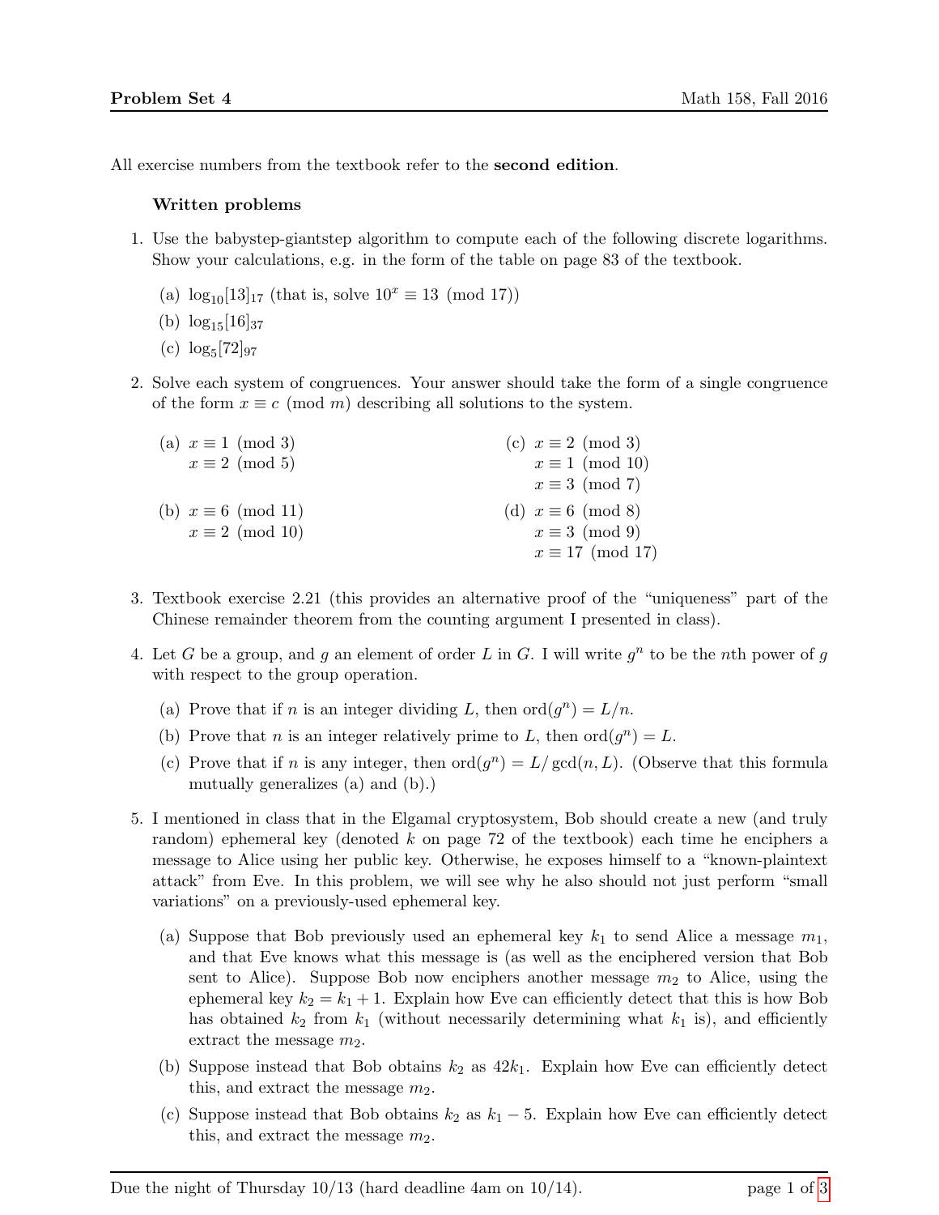All exercise numbers from the textbook refer to the **second edition**.

**Written problems**

1. Use the babystep-giantstep algorithm to compute each of the following discrete logarithms. Show your calculations, e.g. in the form of the table on page 83 of the textbook.

   (a) $\log_{10}[13]_{17}$ (that is, solve $10^x \equiv 13 \pmod{17}$)

   (b) $\log_{15}[16]_{37}$

   (c) $\log_5[72]_{97}$

2. Solve each system of congruences. Your answer should take the form of a single congruence of the form $x \equiv c \pmod{m}$ describing all solutions to the system.

   (a) $x \equiv 1 \pmod{3}$
   $x \equiv 2 \pmod{5}$

   (b) $x \equiv 6 \pmod{11}$
   $x \equiv 2 \pmod{10}$

   (c) $x \equiv 2 \pmod{3}$
   $x \equiv 1 \pmod{10}$
   $x \equiv 3 \pmod{7}$

   (d) $x \equiv 6 \pmod{8}$
   $x \equiv 3 \pmod{9}$
   $x \equiv 17 \pmod{17}$

3. Textbook exercise 2.21 (this provides an alternative proof of the "uniqueness" part of the Chinese remainder theorem from the counting argument I presented in class).

4. Let $G$ be a group, and $g$ an element of order $L$ in $G$. I will write $g^n$ to be the $n$th power of $g$ with respect to the group operation.

   (a) Prove that if $n$ is an integer dividing $L$, then $\text{ord}(g^n) = L/n$.

   (b) Prove that $n$ is an integer relatively prime to $L$, then $\text{ord}(g^n) = L$.

   (c) Prove that if $n$ is any integer, then $\text{ord}(g^n) = L/\gcd(n, L)$. (Observe that this formula mutually generalizes (a) and (b).)

5. I mentioned in class that in the Elgamal cryptosystem, Bob should create a new (and truly random) ephemeral key (denoted $k$ on page 72 of the textbook) each time he enciphers a message to Alice using her public key. Otherwise, he exposes himself to a "known-plaintext attack" from Eve. In this problem, we will see why he also should not just perform "small variations" on a previously-used ephemeral key.

   (a) Suppose that Bob previously used an ephemeral key $k_1$ to send Alice a message $m_1$, and that Eve knows what this message is (as well as the enciphered version that Bob sent to Alice). Suppose Bob now enciphers another message $m_2$ to Alice, using the ephemeral key $k_2 = k_1 + 1$. Explain how Eve can efficiently detect that this is how Bob has obtained $k_2$ from $k_1$ (without necessarily determining what $k_1$ is), and efficiently extract the message $m_2$.

   (b) Suppose instead that Bob obtains $k_2$ as $42k_1$. Explain how Eve can efficiently detect this, and extract the message $m_2$.

   (c) Suppose instead that Bob obtains $k_2$ as $k_1 - 5$. Explain how Eve can efficiently detect this, and extract the message $m_2$.

Due the night of Thursday 10/13 (hard deadline 4am on 10/14).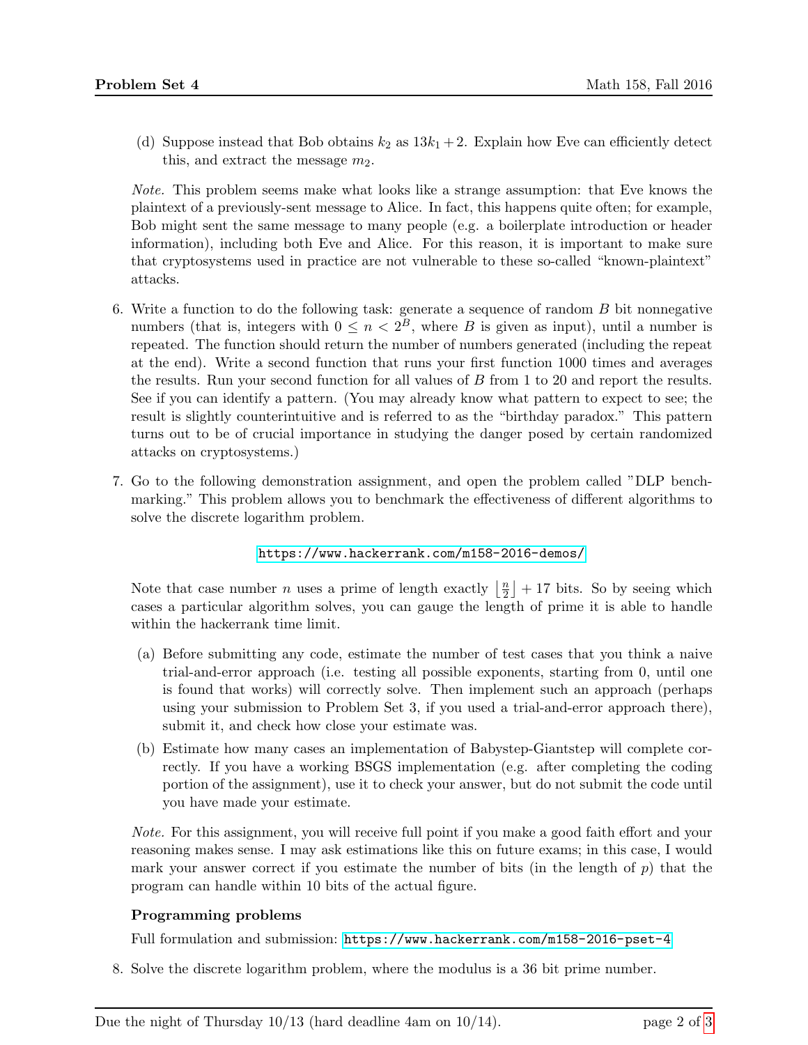(d) Suppose instead that Bob obtains $k_2$ as $13k_1 + 2$. Explain how Eve can efficiently detect this, and extract the message $m_2$.

*Note.* This problem seems make what looks like a strange assumption: that Eve knows the plaintext of a previously-sent message to Alice. In fact, this happens quite often; for example, Bob might sent the same message to many people (e.g. a boilerplate introduction or header information), including both Eve and Alice. For this reason, it is important to make sure that cryptosystems used in practice are not vulnerable to these so-called "known-plaintext" attacks.

6. Write a function to do the following task: generate a sequence of random $B$ bit nonnegative numbers (that is, integers with $0 \leq n < 2^B$, where $B$ is given as input), until a number is repeated. The function should return the number of numbers generated (including the repeat at the end). Write a second function that runs your first function 1000 times and averages the results. Run your second function for all values of $B$ from 1 to 20 and report the results. See if you can identify a pattern. (You may already know what pattern to expect to see; the result is slightly counterintuitive and is referred to as the "birthday paradox." This pattern turns out to be of crucial importance in studying the danger posed by certain randomized attacks on cryptosystems.)

7. Go to the following demonstration assignment, and open the problem called "DLP benchmarking." This problem allows you to benchmark the effectiveness of different algorithms to solve the discrete logarithm problem.

   https://www.hackerrank.com/m158-2016-demos/

   Note that case number $n$ uses a prime of length exactly $\left\lfloor \frac{n}{2} \right\rfloor + 17$ bits. So by seeing which cases a particular algorithm solves, you can gauge the length of prime it is able to handle within the hackerrank time limit.

   (a) Before submitting any code, estimate the number of test cases that you think a naive trial-and-error approach (i.e. testing all possible exponents, starting from 0, until one is found that works) will correctly solve. Then implement such an approach (perhaps using your submission to Problem Set 3, if you used a trial-and-error approach there), submit it, and check how close your estimate was.

   (b) Estimate how many cases an implementation of Babystep-Giantstep will complete correctly. If you have a working BSGS implementation (e.g. after completing the coding portion of the assignment), use it to check your answer, but do not submit the code until you have made your estimate.

   *Note.* For this assignment, you will receive full point if you make a good faith effort and your reasoning makes sense. I may ask estimations like this on future exams; in this case, I would mark your answer correct if you estimate the number of bits (in the length of $p$) that the program can handle within 10 bits of the actual figure.

**Programming problems**

Full formulation and submission: https://www.hackerrank.com/m158-2016-pset-4

8. Solve the discrete logarithm problem, where the modulus is a 36 bit prime number.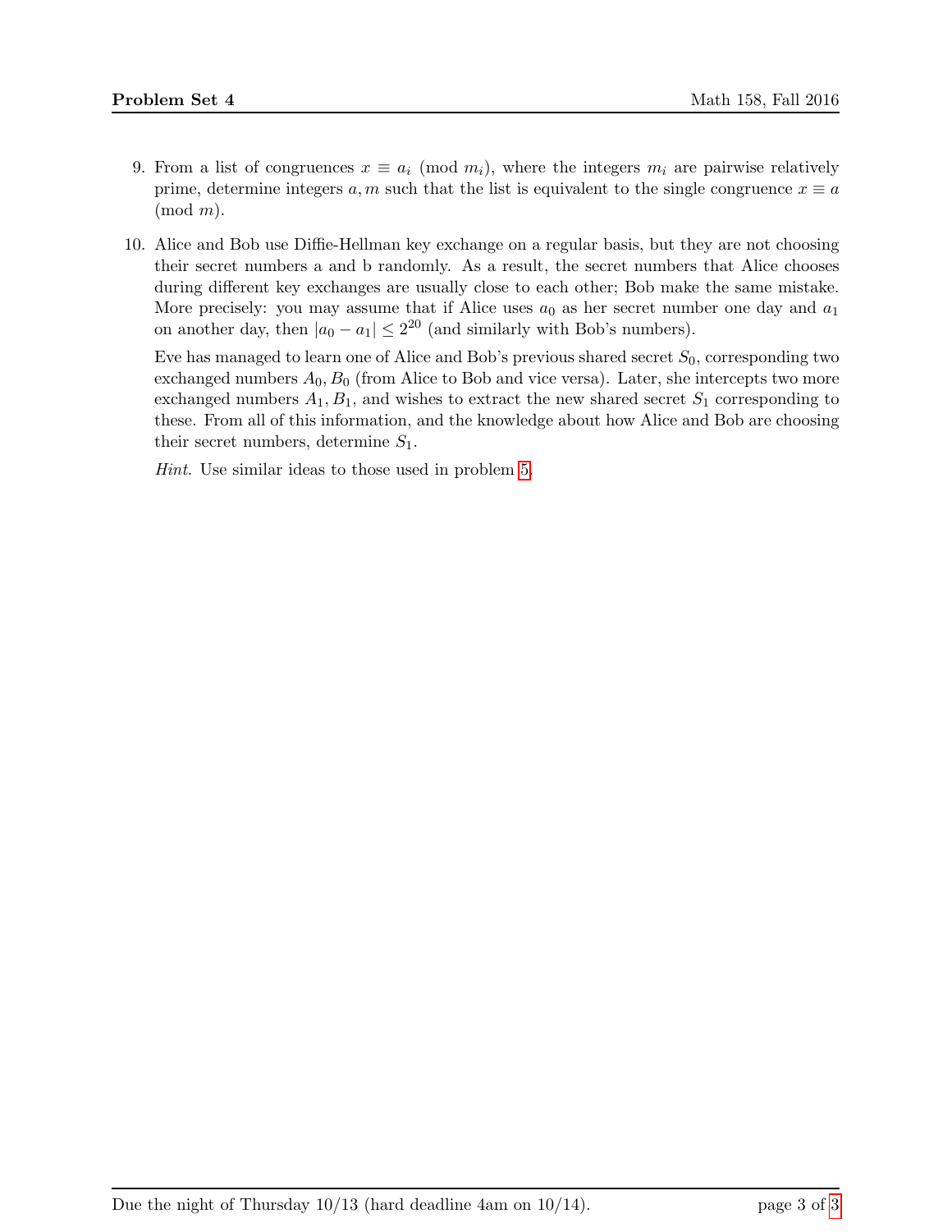9. From a list of congruences $x \equiv a_i \pmod{m_i}$, where the integers $m_i$ are pairwise relatively prime, determine integers $a, m$ such that the list is equivalent to the single congruence $x \equiv a \pmod{m}$.

10. Alice and Bob use Diffie-Hellman key exchange on a regular basis, but they are not choosing their secret numbers a and b randomly. As a result, the secret numbers that Alice chooses during different key exchanges are usually close to each other; Bob make the same mistake. More precisely: you may assume that if Alice uses $a_0$ as her secret number one day and $a_1$ on another day, then $|a_0 - a_1| \leq 2^{20}$ (and similarly with Bob's numbers).

    Eve has managed to learn one of Alice and Bob's previous shared secret $S_0$, corresponding two exchanged numbers $A_0, B_0$ (from Alice to Bob and vice versa). Later, she intercepts two more exchanged numbers $A_1, B_1$, and wishes to extract the new shared secret $S_1$ corresponding to these. From all of this information, and the knowledge about how Alice and Bob are choosing their secret numbers, determine $S_1$.

    *Hint.* Use similar ideas to those used in problem 5.